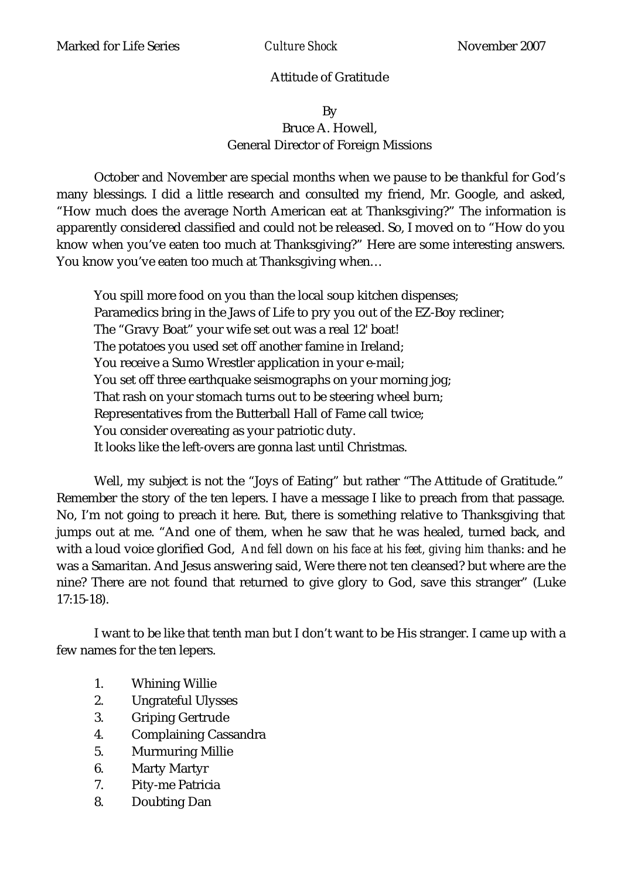Marked for Life Series *Culture Shock* November 2007

# Attitude of Gratitude

By
Bruce A. Howell,
General Director of Foreign Missions

October and November are special months when we pause to be thankful for God's many blessings. I did a little research and consulted my friend, Mr. Google, and asked, "How much does the average North American eat at Thanksgiving?" The information is apparently considered classified and could not be released. So, I moved on to "How do you know when you've eaten too much at Thanksgiving?" Here are some interesting answers. You know you've eaten too much at Thanksgiving when…

> You spill more food on you than the local soup kitchen dispenses;
> Paramedics bring in the Jaws of Life to pry you out of the EZ-Boy recliner;
> The "Gravy Boat" your wife set out was a real 12' boat!
> The potatoes you used set off another famine in Ireland;
> You receive a Sumo Wrestler application in your e-mail;
> You set off three earthquake seismographs on your morning jog;
> That rash on your stomach turns out to be steering wheel burn;
> Representatives from the Butterball Hall of Fame call twice;
> You consider overeating as your patriotic duty.
> It looks like the left-overs are gonna last until Christmas.

Well, my subject is not the "Joys of Eating" but rather "The Attitude of Gratitude." Remember the story of the ten lepers. I have a message I like to preach from that passage. No, I'm not going to preach it here. But, there is something relative to Thanksgiving that jumps out at me. "And one of them, when he saw that he was healed, turned back, and with a loud voice glorified God, *And fell down on his face at his feet, giving him thanks*: and he was a Samaritan. And Jesus answering said, Were there not ten cleansed? but where are the nine? There are not found that returned to give glory to God, save this stranger" (Luke 17:15-18).

I want to be like that tenth man but I don't want to be His stranger. I came up with a few names for the ten lepers.

1. Whining Willie
2. Ungrateful Ulysses
3. Griping Gertrude
4. Complaining Cassandra
5. Murmuring Millie
6. Marty Martyr
7. Pity-me Patricia
8. Doubting Dan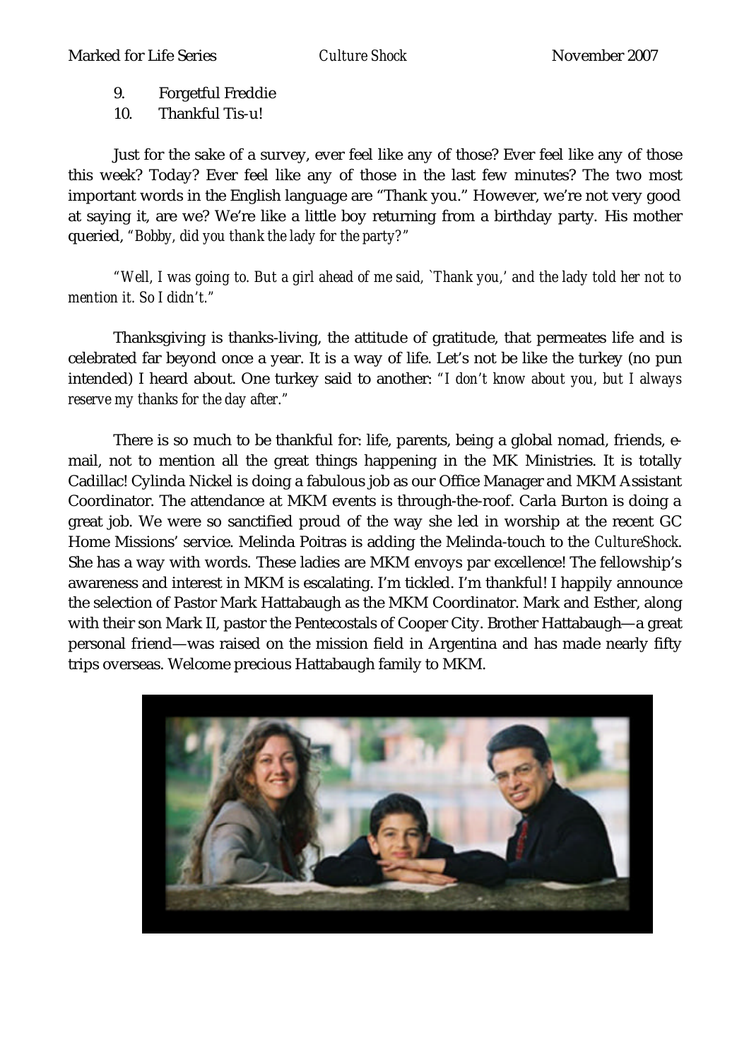9. Forgetful Freddie
10. Thankful Tis-u!

Just for the sake of a survey, ever feel like any of those? Ever feel like any of those this week? Today? Ever feel like any of those in the last few minutes? The two most important words in the English language are "Thank you." However, we're not very good at saying it, are we? We're like a little boy returning from a birthday party. His mother queried, *"Bobby, did you thank the lady for the party?"*

*"Well, I was going to. But a girl ahead of me said, `Thank you,' and the lady told her not to mention it. So I didn't."*

Thanksgiving is thanks-living, the attitude of gratitude, that permeates life and is celebrated far beyond once a year. It is a way of life. Let's not be like the turkey (no pun intended) I heard about. One turkey said to another: *"I don't know about you, but I always reserve my thanks for the day after."*

There is so much to be thankful for: life, parents, being a global nomad, friends, e-mail, not to mention all the great things happening in the MK Ministries. It is totally Cadillac! Cylinda Nickel is doing a fabulous job as our Office Manager and MKM Assistant Coordinator. The attendance at MKM events is through-the-roof. Carla Burton is doing a great job. We were so sanctified proud of the way she led in worship at the recent GC Home Missions' service. Melinda Poitras is adding the Melinda-touch to the *CultureShock*. She has a way with words. These ladies are MKM envoys par excellence! The fellowship's awareness and interest in MKM is escalating. I'm tickled. I'm thankful! I happily announce the selection of Pastor Mark Hattabaugh as the MKM Coordinator. Mark and Esther, along with their son Mark II, pastor the Pentecostals of Cooper City. Brother Hattabaugh—a great personal friend—was raised on the mission field in Argentina and has made nearly fifty trips overseas. Welcome precious Hattabaugh family to MKM.